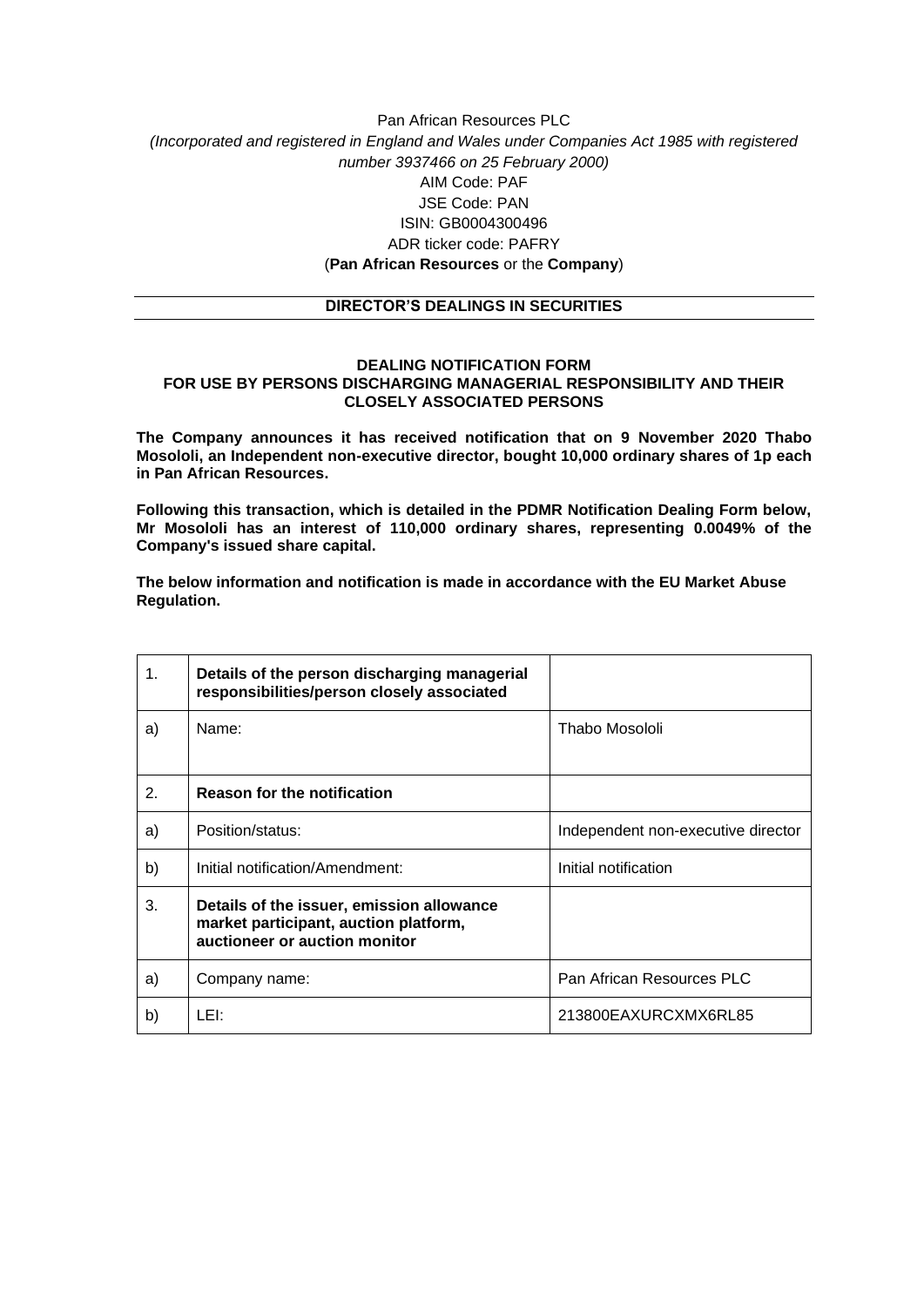Pan African Resources PLC

*(Incorporated and registered in England and Wales under Companies Act 1985 with registered number 3937466 on 25 February 2000)*

AIM Code: PAF

JSE Code: PAN

ISIN: GB0004300496

ADR ticker code: PAFRY

(**Pan African Resources** or the **Company**)

## DIRECTOR'S DEALINGS IN SECURITIES

### DEALING NOTIFICATION FORM
### FOR USE BY PERSONS DISCHARGING MANAGERIAL RESPONSIBILITY AND THEIR CLOSELY ASSOCIATED PERSONS

**The Company announces it has received notification that on 9 November 2020 Thabo Mosololi, an Independent non-executive director, bought 10,000 ordinary shares of 1p each in Pan African Resources.**

**Following this transaction, which is detailed in the PDMR Notification Dealing Form below, Mr Mosololi has an interest of 110,000 ordinary shares, representing 0.0049% of the Company's issued share capital.**

**The below information and notification is made in accordance with the EU Market Abuse Regulation.**

| 1. | **Details of the person discharging managerial responsibilities/person closely associated** | |
|---|---|---|
| a) | Name: | Thabo Mosololi |
| 2. | **Reason for the notification** | |
| a) | Position/status: | Independent non-executive director |
| b) | Initial notification/Amendment: | Initial notification |
| 3. | **Details of the issuer, emission allowance market participant, auction platform, auctioneer or auction monitor** | |
| a) | Company name: | Pan African Resources PLC |
| b) | LEI: | 213800EAXURCXMX6RL85 |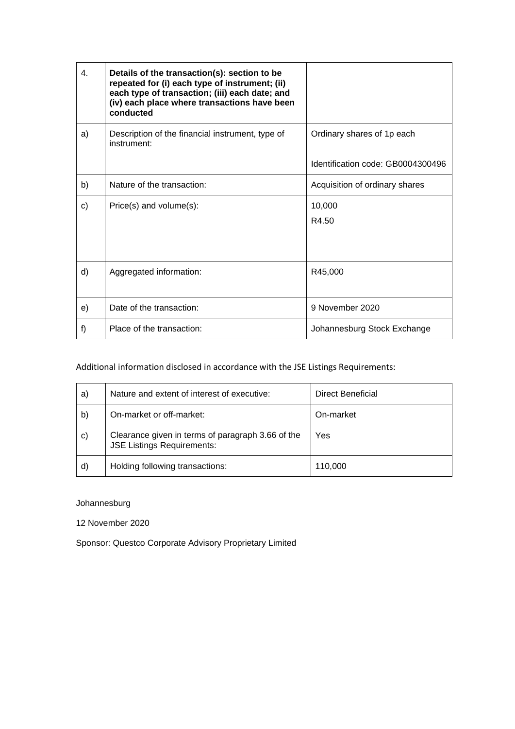| | | |
|---|---|---|
| 4. | **Details of the transaction(s): section to be repeated for (i) each type of instrument; (ii) each type of transaction; (iii) each date; and (iv) each place where transactions have been conducted** | |
| a) | Description of the financial instrument, type of instrument: | Ordinary shares of 1p each<br><br>Identification code: GB0004300496 |
| b) | Nature of the transaction: | Acquisition of ordinary shares |
| c) | Price(s) and volume(s): | 10,000<br>R4.50 |
| d) | Aggregated information: | R45,000 |
| e) | Date of the transaction: | 9 November 2020 |
| f) | Place of the transaction: | Johannesburg Stock Exchange |

Additional information disclosed in accordance with the JSE Listings Requirements:

| | | |
|---|---|---|
| a) | Nature and extent of interest of executive: | Direct Beneficial |
| b) | On-market or off-market: | On-market |
| c) | Clearance given in terms of paragraph 3.66 of the JSE Listings Requirements: | Yes |
| d) | Holding following transactions: | 110,000 |

Johannesburg

12 November 2020

Sponsor: Questco Corporate Advisory Proprietary Limited